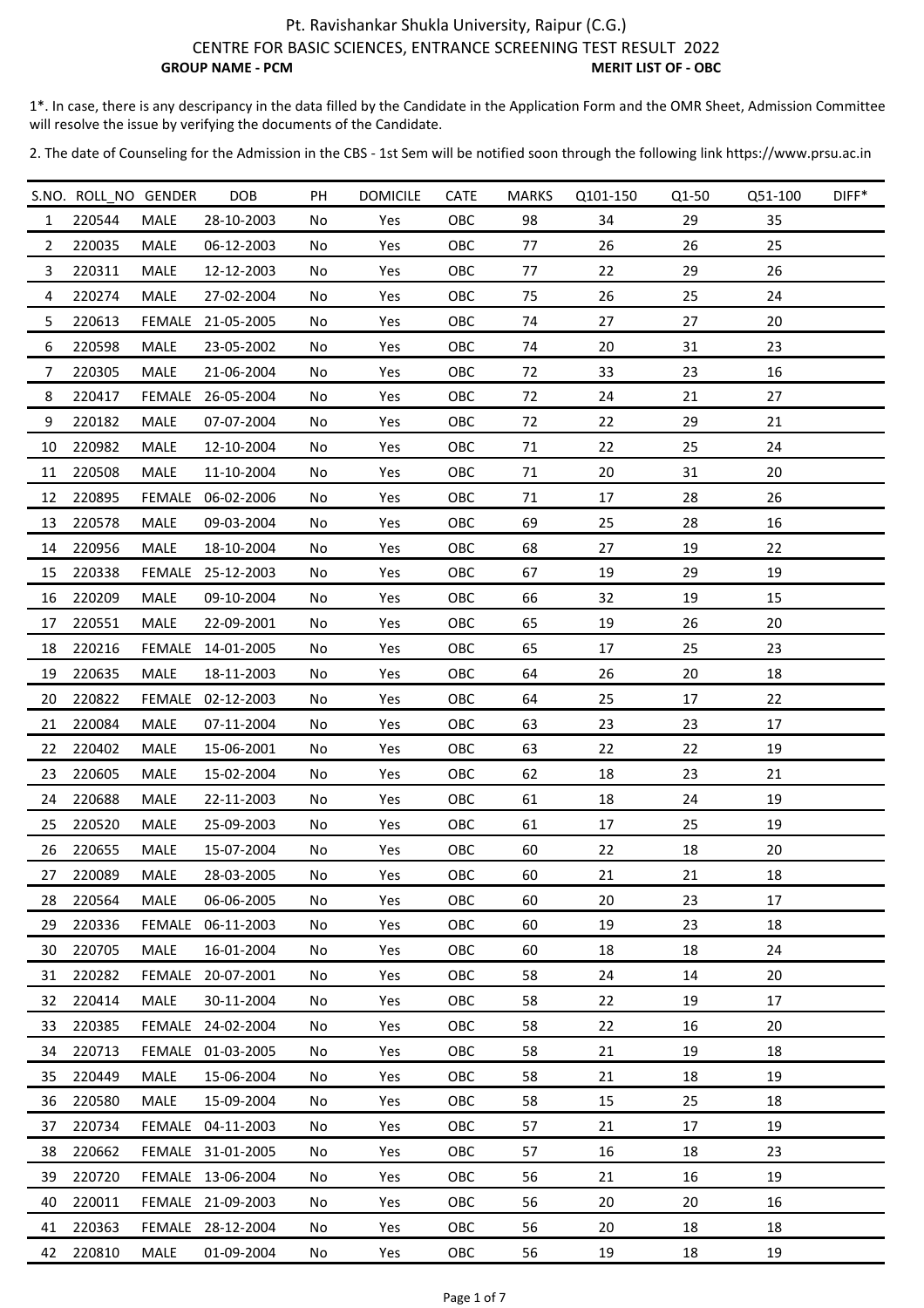Pt. Ravishankar Shukla University, Raipur (C.G.)

CENTRE FOR BASIC SCIENCES, ENTRANCE SCREENING TEST RESULT 2022

**GROUP NAME - PCM** **MERIT LIST OF - OBC**

1*. In case, there is any descripancy in the data filled by the Candidate in the Application Form and the OMR Sheet, Admission Committee will resolve the issue by verifying the documents of the Candidate.

2. The date of Counseling for the Admission in the CBS - 1st Sem will be notified soon through the following link https://www.prsu.ac.in

| S.NO. | ROLL_NO | GENDER | DOB | PH | DOMICILE | CATE | MARKS | Q101-150 | Q1-50 | Q51-100 | DIFF* |
|---|---|---|---|---|---|---|---|---|---|---|---|
| 1 | 220544 | MALE | 28-10-2003 | No | Yes | OBC | 98 | 34 | 29 | 35 | |
| 2 | 220035 | MALE | 06-12-2003 | No | Yes | OBC | 77 | 26 | 26 | 25 | |
| 3 | 220311 | MALE | 12-12-2003 | No | Yes | OBC | 77 | 22 | 29 | 26 | |
| 4 | 220274 | MALE | 27-02-2004 | No | Yes | OBC | 75 | 26 | 25 | 24 | |
| 5 | 220613 | FEMALE | 21-05-2005 | No | Yes | OBC | 74 | 27 | 27 | 20 | |
| 6 | 220598 | MALE | 23-05-2002 | No | Yes | OBC | 74 | 20 | 31 | 23 | |
| 7 | 220305 | MALE | 21-06-2004 | No | Yes | OBC | 72 | 33 | 23 | 16 | |
| 8 | 220417 | FEMALE | 26-05-2004 | No | Yes | OBC | 72 | 24 | 21 | 27 | |
| 9 | 220182 | MALE | 07-07-2004 | No | Yes | OBC | 72 | 22 | 29 | 21 | |
| 10 | 220982 | MALE | 12-10-2004 | No | Yes | OBC | 71 | 22 | 25 | 24 | |
| 11 | 220508 | MALE | 11-10-2004 | No | Yes | OBC | 71 | 20 | 31 | 20 | |
| 12 | 220895 | FEMALE | 06-02-2006 | No | Yes | OBC | 71 | 17 | 28 | 26 | |
| 13 | 220578 | MALE | 09-03-2004 | No | Yes | OBC | 69 | 25 | 28 | 16 | |
| 14 | 220956 | MALE | 18-10-2004 | No | Yes | OBC | 68 | 27 | 19 | 22 | |
| 15 | 220338 | FEMALE | 25-12-2003 | No | Yes | OBC | 67 | 19 | 29 | 19 | |
| 16 | 220209 | MALE | 09-10-2004 | No | Yes | OBC | 66 | 32 | 19 | 15 | |
| 17 | 220551 | MALE | 22-09-2001 | No | Yes | OBC | 65 | 19 | 26 | 20 | |
| 18 | 220216 | FEMALE | 14-01-2005 | No | Yes | OBC | 65 | 17 | 25 | 23 | |
| 19 | 220635 | MALE | 18-11-2003 | No | Yes | OBC | 64 | 26 | 20 | 18 | |
| 20 | 220822 | FEMALE | 02-12-2003 | No | Yes | OBC | 64 | 25 | 17 | 22 | |
| 21 | 220084 | MALE | 07-11-2004 | No | Yes | OBC | 63 | 23 | 23 | 17 | |
| 22 | 220402 | MALE | 15-06-2001 | No | Yes | OBC | 63 | 22 | 22 | 19 | |
| 23 | 220605 | MALE | 15-02-2004 | No | Yes | OBC | 62 | 18 | 23 | 21 | |
| 24 | 220688 | MALE | 22-11-2003 | No | Yes | OBC | 61 | 18 | 24 | 19 | |
| 25 | 220520 | MALE | 25-09-2003 | No | Yes | OBC | 61 | 17 | 25 | 19 | |
| 26 | 220655 | MALE | 15-07-2004 | No | Yes | OBC | 60 | 22 | 18 | 20 | |
| 27 | 220089 | MALE | 28-03-2005 | No | Yes | OBC | 60 | 21 | 21 | 18 | |
| 28 | 220564 | MALE | 06-06-2005 | No | Yes | OBC | 60 | 20 | 23 | 17 | |
| 29 | 220336 | FEMALE | 06-11-2003 | No | Yes | OBC | 60 | 19 | 23 | 18 | |
| 30 | 220705 | MALE | 16-01-2004 | No | Yes | OBC | 60 | 18 | 18 | 24 | |
| 31 | 220282 | FEMALE | 20-07-2001 | No | Yes | OBC | 58 | 24 | 14 | 20 | |
| 32 | 220414 | MALE | 30-11-2004 | No | Yes | OBC | 58 | 22 | 19 | 17 | |
| 33 | 220385 | FEMALE | 24-02-2004 | No | Yes | OBC | 58 | 22 | 16 | 20 | |
| 34 | 220713 | FEMALE | 01-03-2005 | No | Yes | OBC | 58 | 21 | 19 | 18 | |
| 35 | 220449 | MALE | 15-06-2004 | No | Yes | OBC | 58 | 21 | 18 | 19 | |
| 36 | 220580 | MALE | 15-09-2004 | No | Yes | OBC | 58 | 15 | 25 | 18 | |
| 37 | 220734 | FEMALE | 04-11-2003 | No | Yes | OBC | 57 | 21 | 17 | 19 | |
| 38 | 220662 | FEMALE | 31-01-2005 | No | Yes | OBC | 57 | 16 | 18 | 23 | |
| 39 | 220720 | FEMALE | 13-06-2004 | No | Yes | OBC | 56 | 21 | 16 | 19 | |
| 40 | 220011 | FEMALE | 21-09-2003 | No | Yes | OBC | 56 | 20 | 20 | 16 | |
| 41 | 220363 | FEMALE | 28-12-2004 | No | Yes | OBC | 56 | 20 | 18 | 18 | |
| 42 | 220810 | MALE | 01-09-2004 | No | Yes | OBC | 56 | 19 | 18 | 19 | |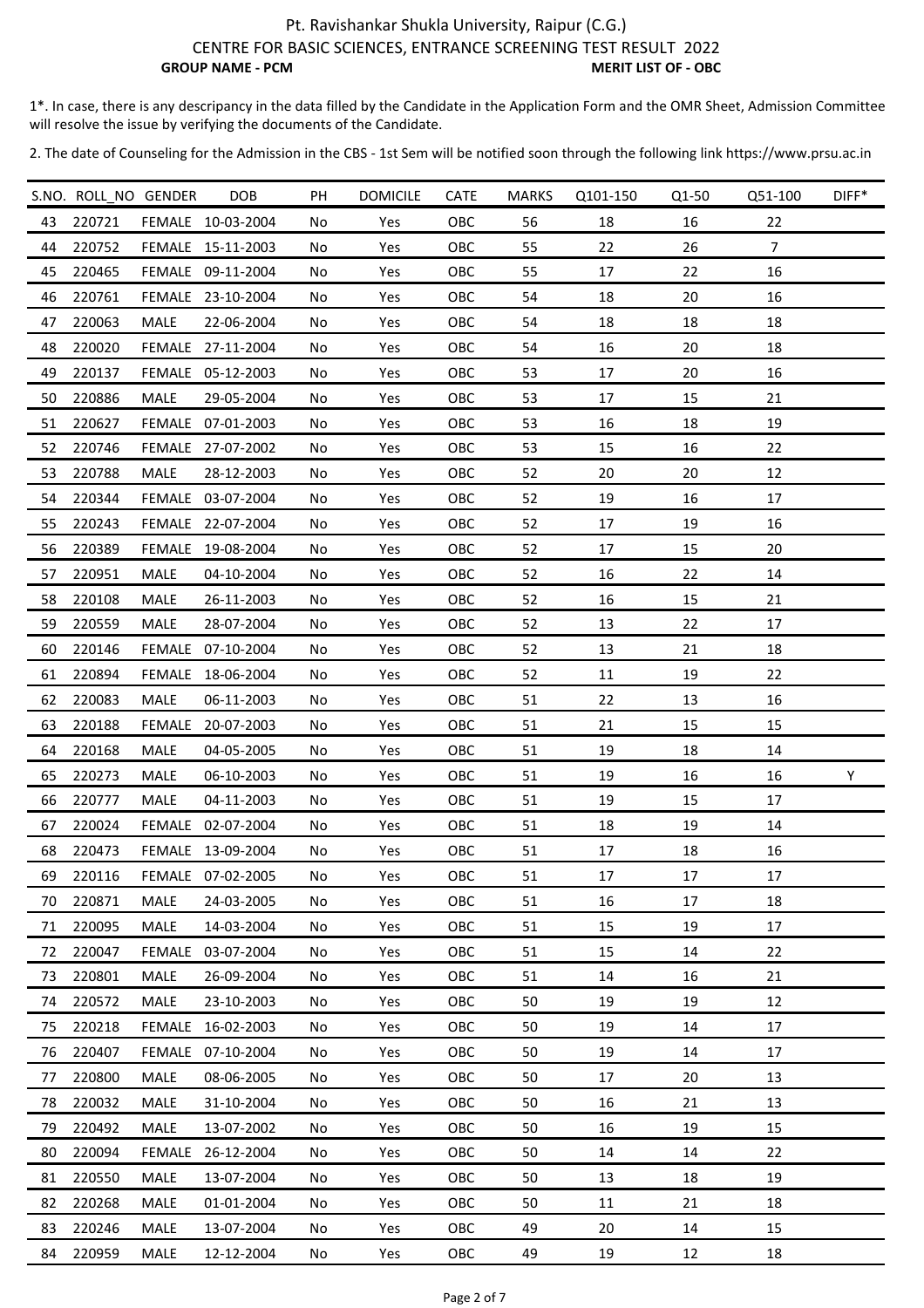Pt. Ravishankar Shukla University, Raipur (C.G.)

CENTRE FOR BASIC SCIENCES, ENTRANCE SCREENING TEST RESULT 2022

**GROUP NAME - PCM** **MERIT LIST OF - OBC**

1*. In case, there is any descripancy in the data filled by the Candidate in the Application Form and the OMR Sheet, Admission Committee will resolve the issue by verifying the documents of the Candidate.

2. The date of Counseling for the Admission in the CBS - 1st Sem will be notified soon through the following link https://www.prsu.ac.in

| S.NO. | ROLL_NO | GENDER | DOB | PH | DOMICILE | CATE | MARKS | Q101-150 | Q1-50 | Q51-100 | DIFF* |
|---|---|---|---|---|---|---|---|---|---|---|---|
| 43 | 220721 | FEMALE | 10-03-2004 | No | Yes | OBC | 56 | 18 | 16 | 22 | |
| 44 | 220752 | FEMALE | 15-11-2003 | No | Yes | OBC | 55 | 22 | 26 | 7 | |
| 45 | 220465 | FEMALE | 09-11-2004 | No | Yes | OBC | 55 | 17 | 22 | 16 | |
| 46 | 220761 | FEMALE | 23-10-2004 | No | Yes | OBC | 54 | 18 | 20 | 16 | |
| 47 | 220063 | MALE | 22-06-2004 | No | Yes | OBC | 54 | 18 | 18 | 18 | |
| 48 | 220020 | FEMALE | 27-11-2004 | No | Yes | OBC | 54 | 16 | 20 | 18 | |
| 49 | 220137 | FEMALE | 05-12-2003 | No | Yes | OBC | 53 | 17 | 20 | 16 | |
| 50 | 220886 | MALE | 29-05-2004 | No | Yes | OBC | 53 | 17 | 15 | 21 | |
| 51 | 220627 | FEMALE | 07-01-2003 | No | Yes | OBC | 53 | 16 | 18 | 19 | |
| 52 | 220746 | FEMALE | 27-07-2002 | No | Yes | OBC | 53 | 15 | 16 | 22 | |
| 53 | 220788 | MALE | 28-12-2003 | No | Yes | OBC | 52 | 20 | 20 | 12 | |
| 54 | 220344 | FEMALE | 03-07-2004 | No | Yes | OBC | 52 | 19 | 16 | 17 | |
| 55 | 220243 | FEMALE | 22-07-2004 | No | Yes | OBC | 52 | 17 | 19 | 16 | |
| 56 | 220389 | FEMALE | 19-08-2004 | No | Yes | OBC | 52 | 17 | 15 | 20 | |
| 57 | 220951 | MALE | 04-10-2004 | No | Yes | OBC | 52 | 16 | 22 | 14 | |
| 58 | 220108 | MALE | 26-11-2003 | No | Yes | OBC | 52 | 16 | 15 | 21 | |
| 59 | 220559 | MALE | 28-07-2004 | No | Yes | OBC | 52 | 13 | 22 | 17 | |
| 60 | 220146 | FEMALE | 07-10-2004 | No | Yes | OBC | 52 | 13 | 21 | 18 | |
| 61 | 220894 | FEMALE | 18-06-2004 | No | Yes | OBC | 52 | 11 | 19 | 22 | |
| 62 | 220083 | MALE | 06-11-2003 | No | Yes | OBC | 51 | 22 | 13 | 16 | |
| 63 | 220188 | FEMALE | 20-07-2003 | No | Yes | OBC | 51 | 21 | 15 | 15 | |
| 64 | 220168 | MALE | 04-05-2005 | No | Yes | OBC | 51 | 19 | 18 | 14 | |
| 65 | 220273 | MALE | 06-10-2003 | No | Yes | OBC | 51 | 19 | 16 | 16 | Y |
| 66 | 220777 | MALE | 04-11-2003 | No | Yes | OBC | 51 | 19 | 15 | 17 | |
| 67 | 220024 | FEMALE | 02-07-2004 | No | Yes | OBC | 51 | 18 | 19 | 14 | |
| 68 | 220473 | FEMALE | 13-09-2004 | No | Yes | OBC | 51 | 17 | 18 | 16 | |
| 69 | 220116 | FEMALE | 07-02-2005 | No | Yes | OBC | 51 | 17 | 17 | 17 | |
| 70 | 220871 | MALE | 24-03-2005 | No | Yes | OBC | 51 | 16 | 17 | 18 | |
| 71 | 220095 | MALE | 14-03-2004 | No | Yes | OBC | 51 | 15 | 19 | 17 | |
| 72 | 220047 | FEMALE | 03-07-2004 | No | Yes | OBC | 51 | 15 | 14 | 22 | |
| 73 | 220801 | MALE | 26-09-2004 | No | Yes | OBC | 51 | 14 | 16 | 21 | |
| 74 | 220572 | MALE | 23-10-2003 | No | Yes | OBC | 50 | 19 | 19 | 12 | |
| 75 | 220218 | FEMALE | 16-02-2003 | No | Yes | OBC | 50 | 19 | 14 | 17 | |
| 76 | 220407 | FEMALE | 07-10-2004 | No | Yes | OBC | 50 | 19 | 14 | 17 | |
| 77 | 220800 | MALE | 08-06-2005 | No | Yes | OBC | 50 | 17 | 20 | 13 | |
| 78 | 220032 | MALE | 31-10-2004 | No | Yes | OBC | 50 | 16 | 21 | 13 | |
| 79 | 220492 | MALE | 13-07-2002 | No | Yes | OBC | 50 | 16 | 19 | 15 | |
| 80 | 220094 | FEMALE | 26-12-2004 | No | Yes | OBC | 50 | 14 | 14 | 22 | |
| 81 | 220550 | MALE | 13-07-2004 | No | Yes | OBC | 50 | 13 | 18 | 19 | |
| 82 | 220268 | MALE | 01-01-2004 | No | Yes | OBC | 50 | 11 | 21 | 18 | |
| 83 | 220246 | MALE | 13-07-2004 | No | Yes | OBC | 49 | 20 | 14 | 15 | |
| 84 | 220959 | MALE | 12-12-2004 | No | Yes | OBC | 49 | 19 | 12 | 18 | |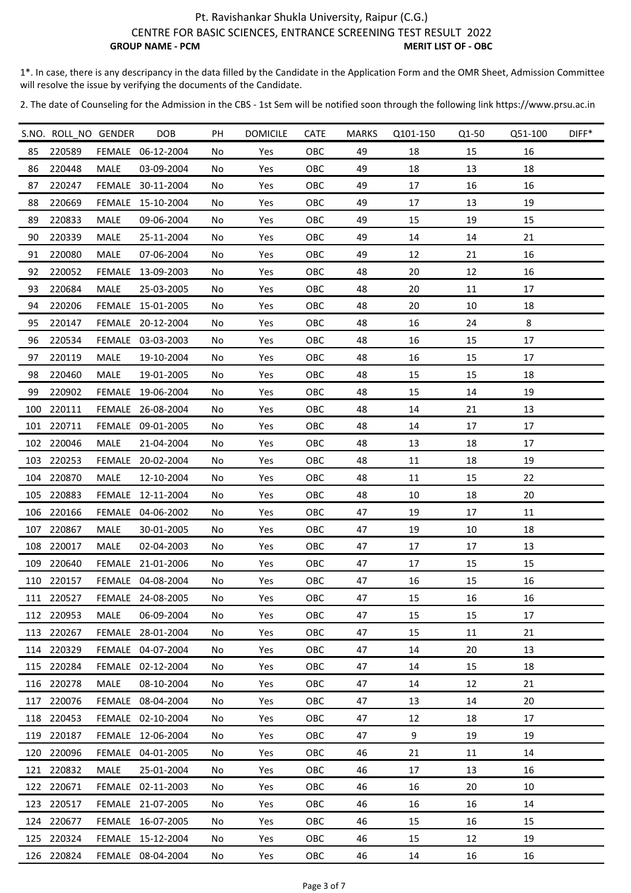Pt. Ravishankar Shukla University, Raipur (C.G.)

CENTRE FOR BASIC SCIENCES, ENTRANCE SCREENING TEST RESULT 2022

**GROUP NAME - PCM** **MERIT LIST OF - OBC**

1*. In case, there is any descripancy in the data filled by the Candidate in the Application Form and the OMR Sheet, Admission Committee will resolve the issue by verifying the documents of the Candidate.

2. The date of Counseling for the Admission in the CBS - 1st Sem will be notified soon through the following link https://www.prsu.ac.in

| S.NO. | ROLL_NO | GENDER | DOB | PH | DOMICILE | CATE | MARKS | Q101-150 | Q1-50 | Q51-100 | DIFF* |
|---|---|---|---|---|---|---|---|---|---|---|---|
| 85 | 220589 | FEMALE | 06-12-2004 | No | Yes | OBC | 49 | 18 | 15 | 16 | |
| 86 | 220448 | MALE | 03-09-2004 | No | Yes | OBC | 49 | 18 | 13 | 18 | |
| 87 | 220247 | FEMALE | 30-11-2004 | No | Yes | OBC | 49 | 17 | 16 | 16 | |
| 88 | 220669 | FEMALE | 15-10-2004 | No | Yes | OBC | 49 | 17 | 13 | 19 | |
| 89 | 220833 | MALE | 09-06-2004 | No | Yes | OBC | 49 | 15 | 19 | 15 | |
| 90 | 220339 | MALE | 25-11-2004 | No | Yes | OBC | 49 | 14 | 14 | 21 | |
| 91 | 220080 | MALE | 07-06-2004 | No | Yes | OBC | 49 | 12 | 21 | 16 | |
| 92 | 220052 | FEMALE | 13-09-2003 | No | Yes | OBC | 48 | 20 | 12 | 16 | |
| 93 | 220684 | MALE | 25-03-2005 | No | Yes | OBC | 48 | 20 | 11 | 17 | |
| 94 | 220206 | FEMALE | 15-01-2005 | No | Yes | OBC | 48 | 20 | 10 | 18 | |
| 95 | 220147 | FEMALE | 20-12-2004 | No | Yes | OBC | 48 | 16 | 24 | 8 | |
| 96 | 220534 | FEMALE | 03-03-2003 | No | Yes | OBC | 48 | 16 | 15 | 17 | |
| 97 | 220119 | MALE | 19-10-2004 | No | Yes | OBC | 48 | 16 | 15 | 17 | |
| 98 | 220460 | MALE | 19-01-2005 | No | Yes | OBC | 48 | 15 | 15 | 18 | |
| 99 | 220902 | FEMALE | 19-06-2004 | No | Yes | OBC | 48 | 15 | 14 | 19 | |
| 100 | 220111 | FEMALE | 26-08-2004 | No | Yes | OBC | 48 | 14 | 21 | 13 | |
| 101 | 220711 | FEMALE | 09-01-2005 | No | Yes | OBC | 48 | 14 | 17 | 17 | |
| 102 | 220046 | MALE | 21-04-2004 | No | Yes | OBC | 48 | 13 | 18 | 17 | |
| 103 | 220253 | FEMALE | 20-02-2004 | No | Yes | OBC | 48 | 11 | 18 | 19 | |
| 104 | 220870 | MALE | 12-10-2004 | No | Yes | OBC | 48 | 11 | 15 | 22 | |
| 105 | 220883 | FEMALE | 12-11-2004 | No | Yes | OBC | 48 | 10 | 18 | 20 | |
| 106 | 220166 | FEMALE | 04-06-2002 | No | Yes | OBC | 47 | 19 | 17 | 11 | |
| 107 | 220867 | MALE | 30-01-2005 | No | Yes | OBC | 47 | 19 | 10 | 18 | |
| 108 | 220017 | MALE | 02-04-2003 | No | Yes | OBC | 47 | 17 | 17 | 13 | |
| 109 | 220640 | FEMALE | 21-01-2006 | No | Yes | OBC | 47 | 17 | 15 | 15 | |
| 110 | 220157 | FEMALE | 04-08-2004 | No | Yes | OBC | 47 | 16 | 15 | 16 | |
| 111 | 220527 | FEMALE | 24-08-2005 | No | Yes | OBC | 47 | 15 | 16 | 16 | |
| 112 | 220953 | MALE | 06-09-2004 | No | Yes | OBC | 47 | 15 | 15 | 17 | |
| 113 | 220267 | FEMALE | 28-01-2004 | No | Yes | OBC | 47 | 15 | 11 | 21 | |
| 114 | 220329 | FEMALE | 04-07-2004 | No | Yes | OBC | 47 | 14 | 20 | 13 | |
| 115 | 220284 | FEMALE | 02-12-2004 | No | Yes | OBC | 47 | 14 | 15 | 18 | |
| 116 | 220278 | MALE | 08-10-2004 | No | Yes | OBC | 47 | 14 | 12 | 21 | |
| 117 | 220076 | FEMALE | 08-04-2004 | No | Yes | OBC | 47 | 13 | 14 | 20 | |
| 118 | 220453 | FEMALE | 02-10-2004 | No | Yes | OBC | 47 | 12 | 18 | 17 | |
| 119 | 220187 | FEMALE | 12-06-2004 | No | Yes | OBC | 47 | 9 | 19 | 19 | |
| 120 | 220096 | FEMALE | 04-01-2005 | No | Yes | OBC | 46 | 21 | 11 | 14 | |
| 121 | 220832 | MALE | 25-01-2004 | No | Yes | OBC | 46 | 17 | 13 | 16 | |
| 122 | 220671 | FEMALE | 02-11-2003 | No | Yes | OBC | 46 | 16 | 20 | 10 | |
| 123 | 220517 | FEMALE | 21-07-2005 | No | Yes | OBC | 46 | 16 | 16 | 14 | |
| 124 | 220677 | FEMALE | 16-07-2005 | No | Yes | OBC | 46 | 15 | 16 | 15 | |
| 125 | 220324 | FEMALE | 15-12-2004 | No | Yes | OBC | 46 | 15 | 12 | 19 | |
| 126 | 220824 | FEMALE | 08-04-2004 | No | Yes | OBC | 46 | 14 | 16 | 16 | |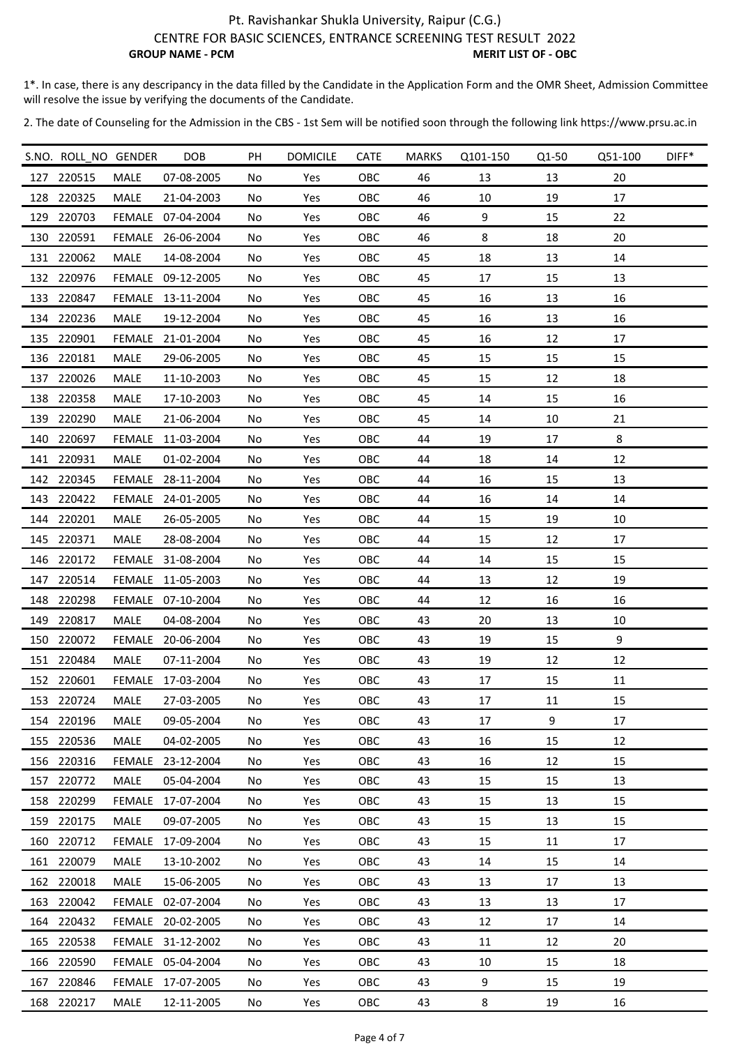Pt. Ravishankar Shukla University, Raipur (C.G.)

CENTRE FOR BASIC SCIENCES, ENTRANCE SCREENING TEST RESULT 2022

**GROUP NAME - PCM** **MERIT LIST OF - OBC**

1*. In case, there is any descripancy in the data filled by the Candidate in the Application Form and the OMR Sheet, Admission Committee will resolve the issue by verifying the documents of the Candidate.

2. The date of Counseling for the Admission in the CBS - 1st Sem will be notified soon through the following link https://www.prsu.ac.in

| S.NO. | ROLL_NO | GENDER | DOB | PH | DOMICILE | CATE | MARKS | Q101-150 | Q1-50 | Q51-100 | DIFF* |
|---|---|---|---|---|---|---|---|---|---|---|---|
| 127 | 220515 | MALE | 07-08-2005 | No | Yes | OBC | 46 | 13 | 13 | 20 | |
| 128 | 220325 | MALE | 21-04-2003 | No | Yes | OBC | 46 | 10 | 19 | 17 | |
| 129 | 220703 | FEMALE | 07-04-2004 | No | Yes | OBC | 46 | 9 | 15 | 22 | |
| 130 | 220591 | FEMALE | 26-06-2004 | No | Yes | OBC | 46 | 8 | 18 | 20 | |
| 131 | 220062 | MALE | 14-08-2004 | No | Yes | OBC | 45 | 18 | 13 | 14 | |
| 132 | 220976 | FEMALE | 09-12-2005 | No | Yes | OBC | 45 | 17 | 15 | 13 | |
| 133 | 220847 | FEMALE | 13-11-2004 | No | Yes | OBC | 45 | 16 | 13 | 16 | |
| 134 | 220236 | MALE | 19-12-2004 | No | Yes | OBC | 45 | 16 | 13 | 16 | |
| 135 | 220901 | FEMALE | 21-01-2004 | No | Yes | OBC | 45 | 16 | 12 | 17 | |
| 136 | 220181 | MALE | 29-06-2005 | No | Yes | OBC | 45 | 15 | 15 | 15 | |
| 137 | 220026 | MALE | 11-10-2003 | No | Yes | OBC | 45 | 15 | 12 | 18 | |
| 138 | 220358 | MALE | 17-10-2003 | No | Yes | OBC | 45 | 14 | 15 | 16 | |
| 139 | 220290 | MALE | 21-06-2004 | No | Yes | OBC | 45 | 14 | 10 | 21 | |
| 140 | 220697 | FEMALE | 11-03-2004 | No | Yes | OBC | 44 | 19 | 17 | 8 | |
| 141 | 220931 | MALE | 01-02-2004 | No | Yes | OBC | 44 | 18 | 14 | 12 | |
| 142 | 220345 | FEMALE | 28-11-2004 | No | Yes | OBC | 44 | 16 | 15 | 13 | |
| 143 | 220422 | FEMALE | 24-01-2005 | No | Yes | OBC | 44 | 16 | 14 | 14 | |
| 144 | 220201 | MALE | 26-05-2005 | No | Yes | OBC | 44 | 15 | 19 | 10 | |
| 145 | 220371 | MALE | 28-08-2004 | No | Yes | OBC | 44 | 15 | 12 | 17 | |
| 146 | 220172 | FEMALE | 31-08-2004 | No | Yes | OBC | 44 | 14 | 15 | 15 | |
| 147 | 220514 | FEMALE | 11-05-2003 | No | Yes | OBC | 44 | 13 | 12 | 19 | |
| 148 | 220298 | FEMALE | 07-10-2004 | No | Yes | OBC | 44 | 12 | 16 | 16 | |
| 149 | 220817 | MALE | 04-08-2004 | No | Yes | OBC | 43 | 20 | 13 | 10 | |
| 150 | 220072 | FEMALE | 20-06-2004 | No | Yes | OBC | 43 | 19 | 15 | 9 | |
| 151 | 220484 | MALE | 07-11-2004 | No | Yes | OBC | 43 | 19 | 12 | 12 | |
| 152 | 220601 | FEMALE | 17-03-2004 | No | Yes | OBC | 43 | 17 | 15 | 11 | |
| 153 | 220724 | MALE | 27-03-2005 | No | Yes | OBC | 43 | 17 | 11 | 15 | |
| 154 | 220196 | MALE | 09-05-2004 | No | Yes | OBC | 43 | 17 | 9 | 17 | |
| 155 | 220536 | MALE | 04-02-2005 | No | Yes | OBC | 43 | 16 | 15 | 12 | |
| 156 | 220316 | FEMALE | 23-12-2004 | No | Yes | OBC | 43 | 16 | 12 | 15 | |
| 157 | 220772 | MALE | 05-04-2004 | No | Yes | OBC | 43 | 15 | 15 | 13 | |
| 158 | 220299 | FEMALE | 17-07-2004 | No | Yes | OBC | 43 | 15 | 13 | 15 | |
| 159 | 220175 | MALE | 09-07-2005 | No | Yes | OBC | 43 | 15 | 13 | 15 | |
| 160 | 220712 | FEMALE | 17-09-2004 | No | Yes | OBC | 43 | 15 | 11 | 17 | |
| 161 | 220079 | MALE | 13-10-2002 | No | Yes | OBC | 43 | 14 | 15 | 14 | |
| 162 | 220018 | MALE | 15-06-2005 | No | Yes | OBC | 43 | 13 | 17 | 13 | |
| 163 | 220042 | FEMALE | 02-07-2004 | No | Yes | OBC | 43 | 13 | 13 | 17 | |
| 164 | 220432 | FEMALE | 20-02-2005 | No | Yes | OBC | 43 | 12 | 17 | 14 | |
| 165 | 220538 | FEMALE | 31-12-2002 | No | Yes | OBC | 43 | 11 | 12 | 20 | |
| 166 | 220590 | FEMALE | 05-04-2004 | No | Yes | OBC | 43 | 10 | 15 | 18 | |
| 167 | 220846 | FEMALE | 17-07-2005 | No | Yes | OBC | 43 | 9 | 15 | 19 | |
| 168 | 220217 | MALE | 12-11-2005 | No | Yes | OBC | 43 | 8 | 19 | 16 | |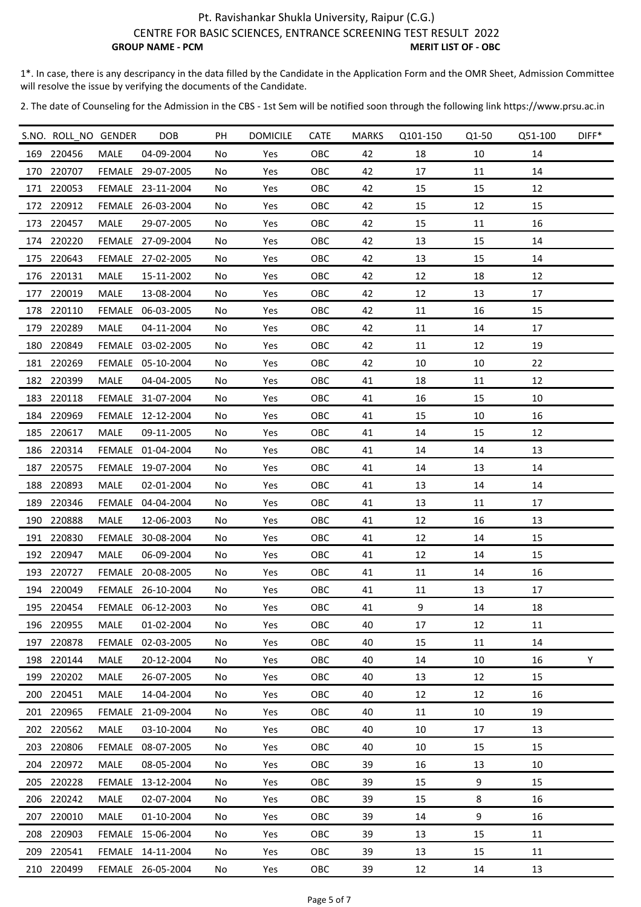Pt. Ravishankar Shukla University, Raipur (C.G.)

CENTRE FOR BASIC SCIENCES, ENTRANCE SCREENING TEST RESULT 2022

**GROUP NAME - PCM** **MERIT LIST OF - OBC**

1*. In case, there is any descripancy in the data filled by the Candidate in the Application Form and the OMR Sheet, Admission Committee will resolve the issue by verifying the documents of the Candidate.

2. The date of Counseling for the Admission in the CBS - 1st Sem will be notified soon through the following link https://www.prsu.ac.in

| S.NO. | ROLL_NO | GENDER | DOB | PH | DOMICILE | CATE | MARKS | Q101-150 | Q1-50 | Q51-100 | DIFF* |
|---|---|---|---|---|---|---|---|---|---|---|---|
| 169 | 220456 | MALE | 04-09-2004 | No | Yes | OBC | 42 | 18 | 10 | 14 | |
| 170 | 220707 | FEMALE | 29-07-2005 | No | Yes | OBC | 42 | 17 | 11 | 14 | |
| 171 | 220053 | FEMALE | 23-11-2004 | No | Yes | OBC | 42 | 15 | 15 | 12 | |
| 172 | 220912 | FEMALE | 26-03-2004 | No | Yes | OBC | 42 | 15 | 12 | 15 | |
| 173 | 220457 | MALE | 29-07-2005 | No | Yes | OBC | 42 | 15 | 11 | 16 | |
| 174 | 220220 | FEMALE | 27-09-2004 | No | Yes | OBC | 42 | 13 | 15 | 14 | |
| 175 | 220643 | FEMALE | 27-02-2005 | No | Yes | OBC | 42 | 13 | 15 | 14 | |
| 176 | 220131 | MALE | 15-11-2002 | No | Yes | OBC | 42 | 12 | 18 | 12 | |
| 177 | 220019 | MALE | 13-08-2004 | No | Yes | OBC | 42 | 12 | 13 | 17 | |
| 178 | 220110 | FEMALE | 06-03-2005 | No | Yes | OBC | 42 | 11 | 16 | 15 | |
| 179 | 220289 | MALE | 04-11-2004 | No | Yes | OBC | 42 | 11 | 14 | 17 | |
| 180 | 220849 | FEMALE | 03-02-2005 | No | Yes | OBC | 42 | 11 | 12 | 19 | |
| 181 | 220269 | FEMALE | 05-10-2004 | No | Yes | OBC | 42 | 10 | 10 | 22 | |
| 182 | 220399 | MALE | 04-04-2005 | No | Yes | OBC | 41 | 18 | 11 | 12 | |
| 183 | 220118 | FEMALE | 31-07-2004 | No | Yes | OBC | 41 | 16 | 15 | 10 | |
| 184 | 220969 | FEMALE | 12-12-2004 | No | Yes | OBC | 41 | 15 | 10 | 16 | |
| 185 | 220617 | MALE | 09-11-2005 | No | Yes | OBC | 41 | 14 | 15 | 12 | |
| 186 | 220314 | FEMALE | 01-04-2004 | No | Yes | OBC | 41 | 14 | 14 | 13 | |
| 187 | 220575 | FEMALE | 19-07-2004 | No | Yes | OBC | 41 | 14 | 13 | 14 | |
| 188 | 220893 | MALE | 02-01-2004 | No | Yes | OBC | 41 | 13 | 14 | 14 | |
| 189 | 220346 | FEMALE | 04-04-2004 | No | Yes | OBC | 41 | 13 | 11 | 17 | |
| 190 | 220888 | MALE | 12-06-2003 | No | Yes | OBC | 41 | 12 | 16 | 13 | |
| 191 | 220830 | FEMALE | 30-08-2004 | No | Yes | OBC | 41 | 12 | 14 | 15 | |
| 192 | 220947 | MALE | 06-09-2004 | No | Yes | OBC | 41 | 12 | 14 | 15 | |
| 193 | 220727 | FEMALE | 20-08-2005 | No | Yes | OBC | 41 | 11 | 14 | 16 | |
| 194 | 220049 | FEMALE | 26-10-2004 | No | Yes | OBC | 41 | 11 | 13 | 17 | |
| 195 | 220454 | FEMALE | 06-12-2003 | No | Yes | OBC | 41 | 9 | 14 | 18 | |
| 196 | 220955 | MALE | 01-02-2004 | No | Yes | OBC | 40 | 17 | 12 | 11 | |
| 197 | 220878 | FEMALE | 02-03-2005 | No | Yes | OBC | 40 | 15 | 11 | 14 | |
| 198 | 220144 | MALE | 20-12-2004 | No | Yes | OBC | 40 | 14 | 10 | 16 | Y |
| 199 | 220202 | MALE | 26-07-2005 | No | Yes | OBC | 40 | 13 | 12 | 15 | |
| 200 | 220451 | MALE | 14-04-2004 | No | Yes | OBC | 40 | 12 | 12 | 16 | |
| 201 | 220965 | FEMALE | 21-09-2004 | No | Yes | OBC | 40 | 11 | 10 | 19 | |
| 202 | 220562 | MALE | 03-10-2004 | No | Yes | OBC | 40 | 10 | 17 | 13 | |
| 203 | 220806 | FEMALE | 08-07-2005 | No | Yes | OBC | 40 | 10 | 15 | 15 | |
| 204 | 220972 | MALE | 08-05-2004 | No | Yes | OBC | 39 | 16 | 13 | 10 | |
| 205 | 220228 | FEMALE | 13-12-2004 | No | Yes | OBC | 39 | 15 | 9 | 15 | |
| 206 | 220242 | MALE | 02-07-2004 | No | Yes | OBC | 39 | 15 | 8 | 16 | |
| 207 | 220010 | MALE | 01-10-2004 | No | Yes | OBC | 39 | 14 | 9 | 16 | |
| 208 | 220903 | FEMALE | 15-06-2004 | No | Yes | OBC | 39 | 13 | 15 | 11 | |
| 209 | 220541 | FEMALE | 14-11-2004 | No | Yes | OBC | 39 | 13 | 15 | 11 | |
| 210 | 220499 | FEMALE | 26-05-2004 | No | Yes | OBC | 39 | 12 | 14 | 13 | |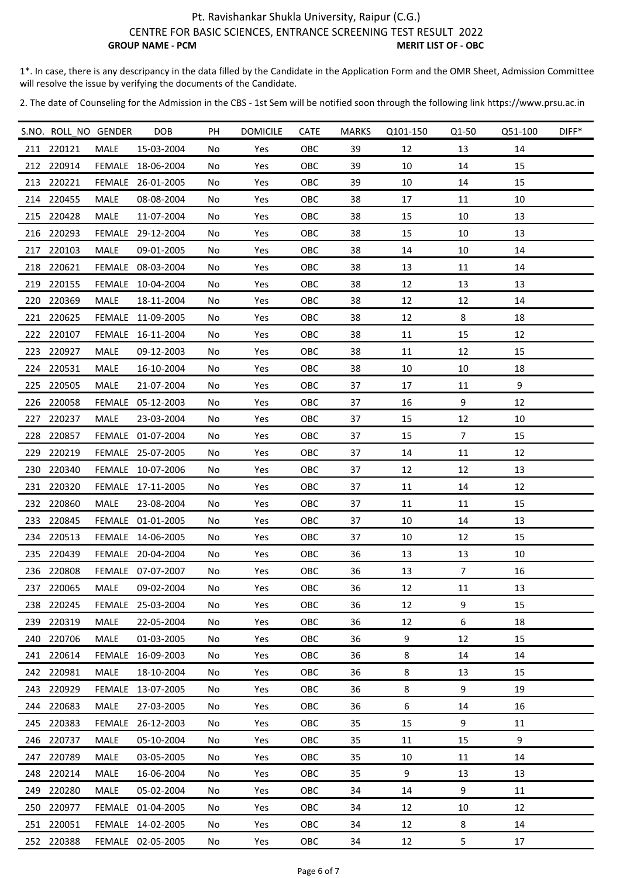Pt. Ravishankar Shukla University, Raipur (C.G.)

CENTRE FOR BASIC SCIENCES, ENTRANCE SCREENING TEST RESULT 2022

**GROUP NAME - PCM** **MERIT LIST OF - OBC**

1*. In case, there is any descripancy in the data filled by the Candidate in the Application Form and the OMR Sheet, Admission Committee will resolve the issue by verifying the documents of the Candidate.

2. The date of Counseling for the Admission in the CBS - 1st Sem will be notified soon through the following link https://www.prsu.ac.in

| S.NO. | ROLL_NO | GENDER | DOB | PH | DOMICILE | CATE | MARKS | Q101-150 | Q1-50 | Q51-100 | DIFF* |
|---|---|---|---|---|---|---|---|---|---|---|---|
| 211 | 220121 | MALE | 15-03-2004 | No | Yes | OBC | 39 | 12 | 13 | 14 | |
| 212 | 220914 | FEMALE | 18-06-2004 | No | Yes | OBC | 39 | 10 | 14 | 15 | |
| 213 | 220221 | FEMALE | 26-01-2005 | No | Yes | OBC | 39 | 10 | 14 | 15 | |
| 214 | 220455 | MALE | 08-08-2004 | No | Yes | OBC | 38 | 17 | 11 | 10 | |
| 215 | 220428 | MALE | 11-07-2004 | No | Yes | OBC | 38 | 15 | 10 | 13 | |
| 216 | 220293 | FEMALE | 29-12-2004 | No | Yes | OBC | 38 | 15 | 10 | 13 | |
| 217 | 220103 | MALE | 09-01-2005 | No | Yes | OBC | 38 | 14 | 10 | 14 | |
| 218 | 220621 | FEMALE | 08-03-2004 | No | Yes | OBC | 38 | 13 | 11 | 14 | |
| 219 | 220155 | FEMALE | 10-04-2004 | No | Yes | OBC | 38 | 12 | 13 | 13 | |
| 220 | 220369 | MALE | 18-11-2004 | No | Yes | OBC | 38 | 12 | 12 | 14 | |
| 221 | 220625 | FEMALE | 11-09-2005 | No | Yes | OBC | 38 | 12 | 8 | 18 | |
| 222 | 220107 | FEMALE | 16-11-2004 | No | Yes | OBC | 38 | 11 | 15 | 12 | |
| 223 | 220927 | MALE | 09-12-2003 | No | Yes | OBC | 38 | 11 | 12 | 15 | |
| 224 | 220531 | MALE | 16-10-2004 | No | Yes | OBC | 38 | 10 | 10 | 18 | |
| 225 | 220505 | MALE | 21-07-2004 | No | Yes | OBC | 37 | 17 | 11 | 9 | |
| 226 | 220058 | FEMALE | 05-12-2003 | No | Yes | OBC | 37 | 16 | 9 | 12 | |
| 227 | 220237 | MALE | 23-03-2004 | No | Yes | OBC | 37 | 15 | 12 | 10 | |
| 228 | 220857 | FEMALE | 01-07-2004 | No | Yes | OBC | 37 | 15 | 7 | 15 | |
| 229 | 220219 | FEMALE | 25-07-2005 | No | Yes | OBC | 37 | 14 | 11 | 12 | |
| 230 | 220340 | FEMALE | 10-07-2006 | No | Yes | OBC | 37 | 12 | 12 | 13 | |
| 231 | 220320 | FEMALE | 17-11-2005 | No | Yes | OBC | 37 | 11 | 14 | 12 | |
| 232 | 220860 | MALE | 23-08-2004 | No | Yes | OBC | 37 | 11 | 11 | 15 | |
| 233 | 220845 | FEMALE | 01-01-2005 | No | Yes | OBC | 37 | 10 | 14 | 13 | |
| 234 | 220513 | FEMALE | 14-06-2005 | No | Yes | OBC | 37 | 10 | 12 | 15 | |
| 235 | 220439 | FEMALE | 20-04-2004 | No | Yes | OBC | 36 | 13 | 13 | 10 | |
| 236 | 220808 | FEMALE | 07-07-2007 | No | Yes | OBC | 36 | 13 | 7 | 16 | |
| 237 | 220065 | MALE | 09-02-2004 | No | Yes | OBC | 36 | 12 | 11 | 13 | |
| 238 | 220245 | FEMALE | 25-03-2004 | No | Yes | OBC | 36 | 12 | 9 | 15 | |
| 239 | 220319 | MALE | 22-05-2004 | No | Yes | OBC | 36 | 12 | 6 | 18 | |
| 240 | 220706 | MALE | 01-03-2005 | No | Yes | OBC | 36 | 9 | 12 | 15 | |
| 241 | 220614 | FEMALE | 16-09-2003 | No | Yes | OBC | 36 | 8 | 14 | 14 | |
| 242 | 220981 | MALE | 18-10-2004 | No | Yes | OBC | 36 | 8 | 13 | 15 | |
| 243 | 220929 | FEMALE | 13-07-2005 | No | Yes | OBC | 36 | 8 | 9 | 19 | |
| 244 | 220683 | MALE | 27-03-2005 | No | Yes | OBC | 36 | 6 | 14 | 16 | |
| 245 | 220383 | FEMALE | 26-12-2003 | No | Yes | OBC | 35 | 15 | 9 | 11 | |
| 246 | 220737 | MALE | 05-10-2004 | No | Yes | OBC | 35 | 11 | 15 | 9 | |
| 247 | 220789 | MALE | 03-05-2005 | No | Yes | OBC | 35 | 10 | 11 | 14 | |
| 248 | 220214 | MALE | 16-06-2004 | No | Yes | OBC | 35 | 9 | 13 | 13 | |
| 249 | 220280 | MALE | 05-02-2004 | No | Yes | OBC | 34 | 14 | 9 | 11 | |
| 250 | 220977 | FEMALE | 01-04-2005 | No | Yes | OBC | 34 | 12 | 10 | 12 | |
| 251 | 220051 | FEMALE | 14-02-2005 | No | Yes | OBC | 34 | 12 | 8 | 14 | |
| 252 | 220388 | FEMALE | 02-05-2005 | No | Yes | OBC | 34 | 12 | 5 | 17 | |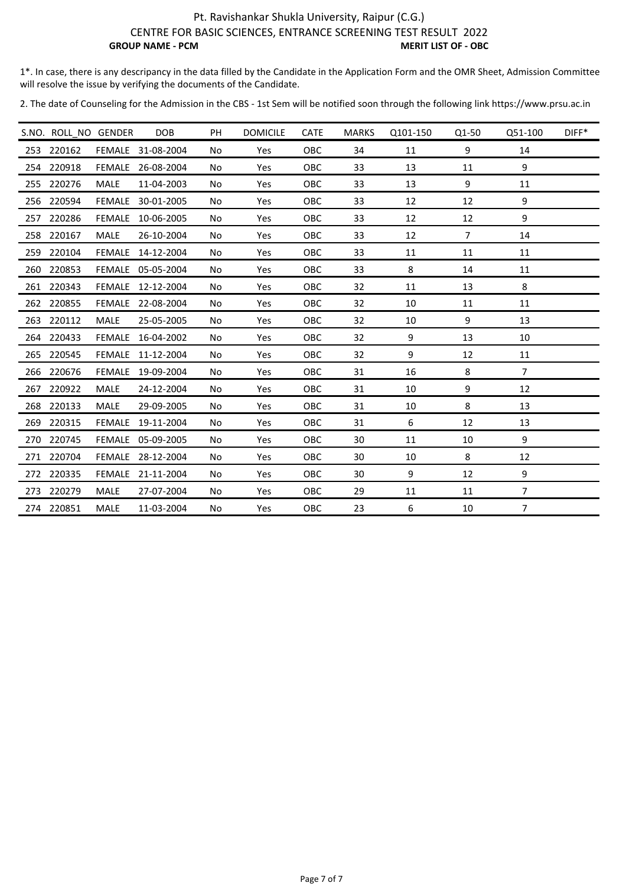Pt. Ravishankar Shukla University, Raipur (C.G.)

CENTRE FOR BASIC SCIENCES, ENTRANCE SCREENING TEST RESULT 2022

**GROUP NAME - PCM** **MERIT LIST OF - OBC**

1*. In case, there is any descripancy in the data filled by the Candidate in the Application Form and the OMR Sheet, Admission Committee will resolve the issue by verifying the documents of the Candidate.

2. The date of Counseling for the Admission in the CBS - 1st Sem will be notified soon through the following link https://www.prsu.ac.in

| S.NO. | ROLL_NO | GENDER | DOB | PH | DOMICILE | CATE | MARKS | Q101-150 | Q1-50 | Q51-100 | DIFF* |
|---|---|---|---|---|---|---|---|---|---|---|---|
| 253 | 220162 | FEMALE | 31-08-2004 | No | Yes | OBC | 34 | 11 | 9 | 14 | |
| 254 | 220918 | FEMALE | 26-08-2004 | No | Yes | OBC | 33 | 13 | 11 | 9 | |
| 255 | 220276 | MALE | 11-04-2003 | No | Yes | OBC | 33 | 13 | 9 | 11 | |
| 256 | 220594 | FEMALE | 30-01-2005 | No | Yes | OBC | 33 | 12 | 12 | 9 | |
| 257 | 220286 | FEMALE | 10-06-2005 | No | Yes | OBC | 33 | 12 | 12 | 9 | |
| 258 | 220167 | MALE | 26-10-2004 | No | Yes | OBC | 33 | 12 | 7 | 14 | |
| 259 | 220104 | FEMALE | 14-12-2004 | No | Yes | OBC | 33 | 11 | 11 | 11 | |
| 260 | 220853 | FEMALE | 05-05-2004 | No | Yes | OBC | 33 | 8 | 14 | 11 | |
| 261 | 220343 | FEMALE | 12-12-2004 | No | Yes | OBC | 32 | 11 | 13 | 8 | |
| 262 | 220855 | FEMALE | 22-08-2004 | No | Yes | OBC | 32 | 10 | 11 | 11 | |
| 263 | 220112 | MALE | 25-05-2005 | No | Yes | OBC | 32 | 10 | 9 | 13 | |
| 264 | 220433 | FEMALE | 16-04-2002 | No | Yes | OBC | 32 | 9 | 13 | 10 | |
| 265 | 220545 | FEMALE | 11-12-2004 | No | Yes | OBC | 32 | 9 | 12 | 11 | |
| 266 | 220676 | FEMALE | 19-09-2004 | No | Yes | OBC | 31 | 16 | 8 | 7 | |
| 267 | 220922 | MALE | 24-12-2004 | No | Yes | OBC | 31 | 10 | 9 | 12 | |
| 268 | 220133 | MALE | 29-09-2005 | No | Yes | OBC | 31 | 10 | 8 | 13 | |
| 269 | 220315 | FEMALE | 19-11-2004 | No | Yes | OBC | 31 | 6 | 12 | 13 | |
| 270 | 220745 | FEMALE | 05-09-2005 | No | Yes | OBC | 30 | 11 | 10 | 9 | |
| 271 | 220704 | FEMALE | 28-12-2004 | No | Yes | OBC | 30 | 10 | 8 | 12 | |
| 272 | 220335 | FEMALE | 21-11-2004 | No | Yes | OBC | 30 | 9 | 12 | 9 | |
| 273 | 220279 | MALE | 27-07-2004 | No | Yes | OBC | 29 | 11 | 11 | 7 | |
| 274 | 220851 | MALE | 11-03-2004 | No | Yes | OBC | 23 | 6 | 10 | 7 | |